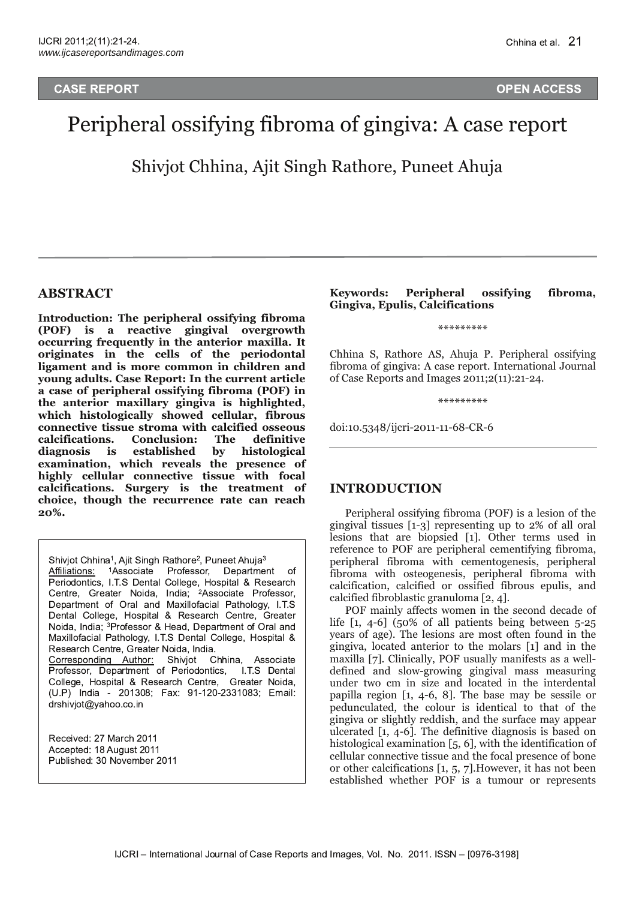CASE REPORT — OPEN ACCESS

# Peripheral ossifying fibroma of gingiva: A case report

Shivjot Chhina, Ajit Singh Rathore, Puneet Ahuja

## ABSTRACT

**Introduction: The peripheral ossifying fibroma (POF) is a reactive gingival overgrowth occurring frequently in the anterior maxilla. It originates in the cells of the periodontal ligament and is more common in children and young adults. Case Report: In the current article a case of peripheral ossifying fibroma (POF) in the anterior maxillary gingiva is highlighted, which histologically showed cellular, fibrous connective tissue stroma with calcified osseous calcifications. Conclusion: The definitive diagnosis is established by histological examination, which reveals the presence of highly cellular connective tissue with focal calcifications. Surgery is the treatment of choice, though the recurrence rate can reach 20%.**

Shivjot Chhina[1], Ajit Singh Rathore[2], Puneet Ahuja[3]
Affiliations: [1]Associate Professor, Department of Periodontics, I.T.S Dental College, Hospital & Research Centre, Greater Noida, India; [2]Associate Professor, Department of Oral and Maxillofacial Pathology, I.T.S Dental College, Hospital & Research Centre, Greater Noida, India; [3]Professor & Head, Department of Oral and Maxillofacial Pathology, I.T.S Dental College, Hospital & Research Centre, Greater Noida, India.
Corresponding Author: Shivjot Chhina, Associate Professor, Department of Periodontics, I.T.S Dental College, Hospital & Research Centre, Greater Noida, (U.P) India - 201308; Fax: 91-120-2331083; Email: drshivjot@yahoo.co.in

Received: 27 March 2011
Accepted: 18 August 2011
Published: 30 November 2011

**Keywords: Peripheral ossifying fibroma, Gingiva, Epulis, Calcifications**

*********

Chhina S, Rathore AS, Ahuja P. Peripheral ossifying fibroma of gingiva: A case report. International Journal of Case Reports and Images 2011;2(11):21-24.

*********

doi:10.5348/ijcri-2011-11-68-CR-6

## INTRODUCTION

Peripheral ossifying fibroma (POF) is a lesion of the gingival tissues [1-3] representing up to 2% of all oral lesions that are biopsied [1]. Other terms used in reference to POF are peripheral cementifying fibroma, peripheral fibroma with cementogenesis, peripheral fibroma with osteogenesis, peripheral fibroma with calcification, calcified or ossified fibrous epulis, and calcified fibroblastic granuloma [2, 4].

POF mainly affects women in the second decade of life [1, 4-6] (50% of all patients being between 5-25 years of age). The lesions are most often found in the gingiva, located anterior to the molars [1] and in the maxilla [7]. Clinically, POF usually manifests as a well-defined and slow-growing gingival mass measuring under two cm in size and located in the interdental papilla region [1, 4-6, 8]. The base may be sessile or pedunculated, the colour is identical to that of the gingiva or slightly reddish, and the surface may appear ulcerated [1, 4-6]. The definitive diagnosis is based on histological examination [5, 6], with the identification of cellular connective tissue and the focal presence of bone or other calcifications [1, 5, 7].However, it has not been established whether POF is a tumour or represents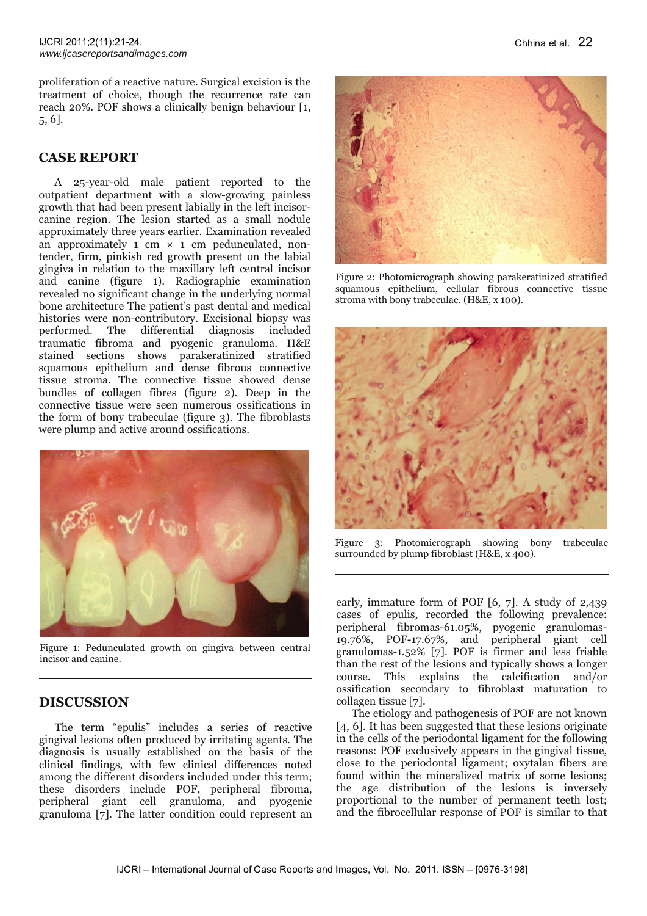proliferation of a reactive nature. Surgical excision is the treatment of choice, though the recurrence rate can reach 20%. POF shows a clinically benign behaviour [1, 5, 6].

## CASE REPORT

A 25-year-old male patient reported to the outpatient department with a slow-growing painless growth that had been present labially in the left incisor-canine region. The lesion started as a small nodule approximately three years earlier. Examination revealed an approximately 1 cm × 1 cm pedunculated, non-tender, firm, pinkish red growth present on the labial gingiva in relation to the maxillary left central incisor and canine (figure 1). Radiographic examination revealed no significant change in the underlying normal bone architecture The patient's past dental and medical histories were non-contributory. Excisional biopsy was performed. The differential diagnosis included traumatic fibroma and pyogenic granuloma. H&E stained sections shows parakeratinized stratified squamous epithelium and dense fibrous connective tissue stroma. The connective tissue showed dense bundles of collagen fibres (figure 2). Deep in the connective tissue were seen numerous ossifications in the form of bony trabeculae (figure 3). The fibroblasts were plump and active around ossifications.

Figure 1: Pedunculated growth on gingiva between central incisor and canine.

Figure 2: Photomicrograph showing parakeratinized stratified squamous epithelium, cellular fibrous connective tissue stroma with bony trabeculae. (H&E, x 100).

Figure 3: Photomicrograph showing bony trabeculae surrounded by plump fibroblast (H&E, x 400).

## DISCUSSION

The term "epulis" includes a series of reactive gingival lesions often produced by irritating agents. The diagnosis is usually established on the basis of the clinical findings, with few clinical differences noted among the different disorders included under this term; these disorders include POF, peripheral fibroma, peripheral giant cell granuloma, and pyogenic granuloma [7]. The latter condition could represent an early, immature form of POF [6, 7]. A study of 2,439 cases of epulis, recorded the following prevalence: peripheral fibromas-61.05%, pyogenic granulomas-19.76%, POF-17.67%, and peripheral giant cell granulomas-1.52% [7]. POF is firmer and less friable than the rest of the lesions and typically shows a longer course. This explains the calcification and/or ossification secondary to fibroblast maturation to collagen tissue [7].

The etiology and pathogenesis of POF are not known [4, 6]. It has been suggested that these lesions originate in the cells of the periodontal ligament for the following reasons: POF exclusively appears in the gingival tissue, close to the periodontal ligament; oxytalan fibers are found within the mineralized matrix of some lesions; the age distribution of the lesions is inversely proportional to the number of permanent teeth lost; and the fibrocellular response of POF is similar to that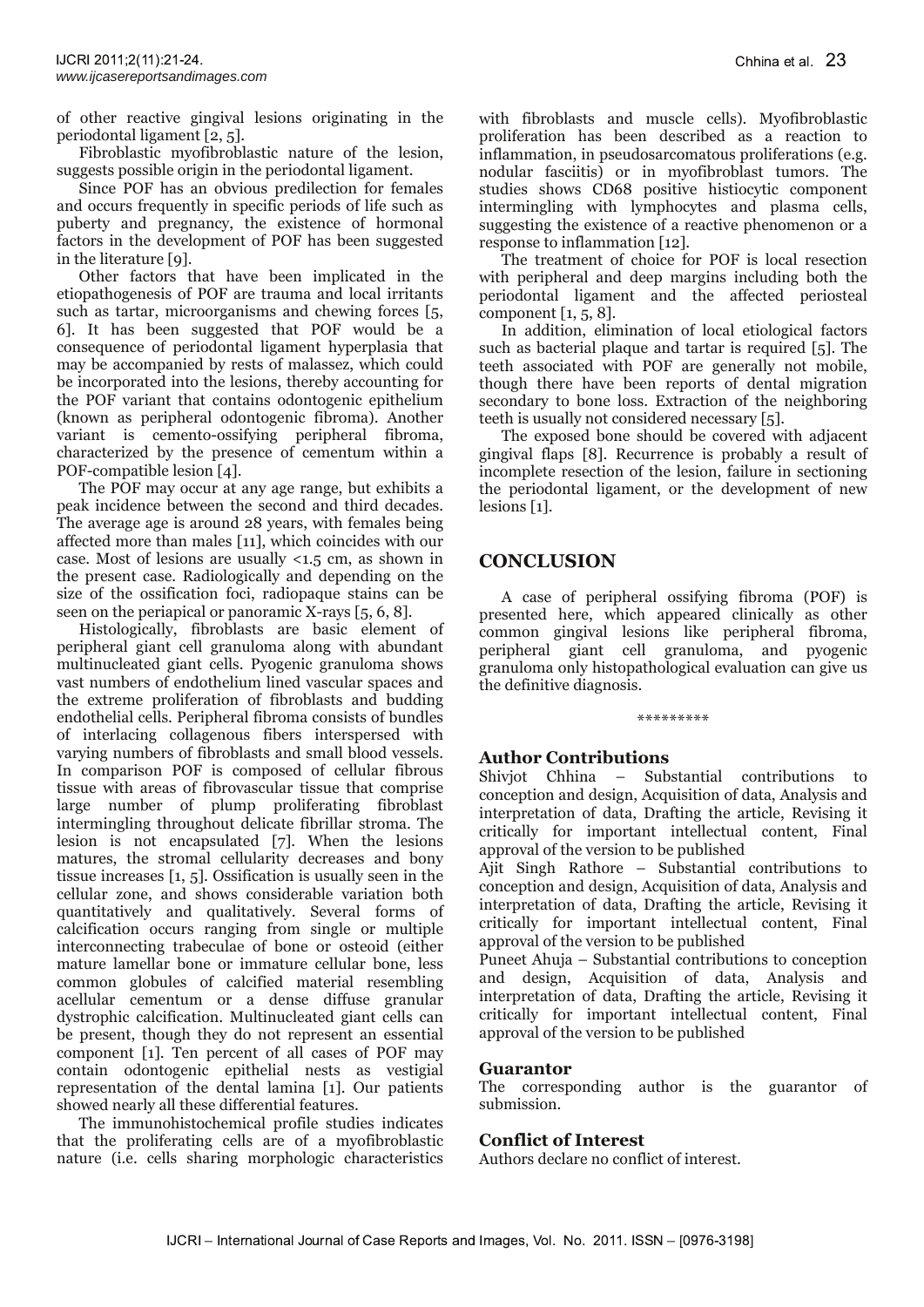of other reactive gingival lesions originating in the periodontal ligament [2, 5].

Fibroblastic myofibroblastic nature of the lesion, suggests possible origin in the periodontal ligament.

Since POF has an obvious predilection for females and occurs frequently in specific periods of life such as puberty and pregnancy, the existence of hormonal factors in the development of POF has been suggested in the literature [9].

Other factors that have been implicated in the etiopathogenesis of POF are trauma and local irritants such as tartar, microorganisms and chewing forces [5, 6]. It has been suggested that POF would be a consequence of periodontal ligament hyperplasia that may be accompanied by rests of malassez, which could be incorporated into the lesions, thereby accounting for the POF variant that contains odontogenic epithelium (known as peripheral odontogenic fibroma). Another variant is cemento-ossifying peripheral fibroma, characterized by the presence of cementum within a POF-compatible lesion [4].

The POF may occur at any age range, but exhibits a peak incidence between the second and third decades. The average age is around 28 years, with females being affected more than males [11], which coincides with our case. Most of lesions are usually <1.5 cm, as shown in the present case. Radiologically and depending on the size of the ossification foci, radiopaque stains can be seen on the periapical or panoramic X-rays [5, 6, 8].

Histologically, fibroblasts are basic element of peripheral giant cell granuloma along with abundant multinucleated giant cells. Pyogenic granuloma shows vast numbers of endothelium lined vascular spaces and the extreme proliferation of fibroblasts and budding endothelial cells. Peripheral fibroma consists of bundles of interlacing collagenous fibers interspersed with varying numbers of fibroblasts and small blood vessels. In comparison POF is composed of cellular fibrous tissue with areas of fibrovascular tissue that comprise large number of plump proliferating fibroblast intermingling throughout delicate fibrillar stroma. The lesion is not encapsulated [7]. When the lesions matures, the stromal cellularity decreases and bony tissue increases [1, 5]. Ossification is usually seen in the cellular zone, and shows considerable variation both quantitatively and qualitatively. Several forms of calcification occurs ranging from single or multiple interconnecting trabeculae of bone or osteoid (either mature lamellar bone or immature cellular bone, less common globules of calcified material resembling acellular cementum or a dense diffuse granular dystrophic calcification. Multinucleated giant cells can be present, though they do not represent an essential component [1]. Ten percent of all cases of POF may contain odontogenic epithelial nests as vestigial representation of the dental lamina [1]. Our patients showed nearly all these differential features.

The immunohistochemical profile studies indicates that the proliferating cells are of a myofibroblastic nature (i.e. cells sharing morphologic characteristics with fibroblasts and muscle cells). Myofibroblastic proliferation has been described as a reaction to inflammation, in pseudosarcomatous proliferations (e.g. nodular fasciitis) or in myofibroblast tumors. The studies shows CD68 positive histiocytic component intermingling with lymphocytes and plasma cells, suggesting the existence of a reactive phenomenon or a response to inflammation [12].

The treatment of choice for POF is local resection with peripheral and deep margins including both the periodontal ligament and the affected periosteal component [1, 5, 8].

In addition, elimination of local etiological factors such as bacterial plaque and tartar is required [5]. The teeth associated with POF are generally not mobile, though there have been reports of dental migration secondary to bone loss. Extraction of the neighboring teeth is usually not considered necessary [5].

The exposed bone should be covered with adjacent gingival flaps [8]. Recurrence is probably a result of incomplete resection of the lesion, failure in sectioning the periodontal ligament, or the development of new lesions [1].

## CONCLUSION

A case of peripheral ossifying fibroma (POF) is presented here, which appeared clinically as other common gingival lesions like peripheral fibroma, peripheral giant cell granuloma, and pyogenic granuloma only histopathological evaluation can give us the definitive diagnosis.

\*\*\*\*\*\*\*\*\*

### Author Contributions

Shivjot Chhina – Substantial contributions to conception and design, Acquisition of data, Analysis and interpretation of data, Drafting the article, Revising it critically for important intellectual content, Final approval of the version to be published

Ajit Singh Rathore – Substantial contributions to conception and design, Acquisition of data, Analysis and interpretation of data, Drafting the article, Revising it critically for important intellectual content, Final approval of the version to be published

Puneet Ahuja – Substantial contributions to conception and design, Acquisition of data, Analysis and interpretation of data, Drafting the article, Revising it critically for important intellectual content, Final approval of the version to be published

### Guarantor

The corresponding author is the guarantor of submission.

### Conflict of Interest

Authors declare no conflict of interest.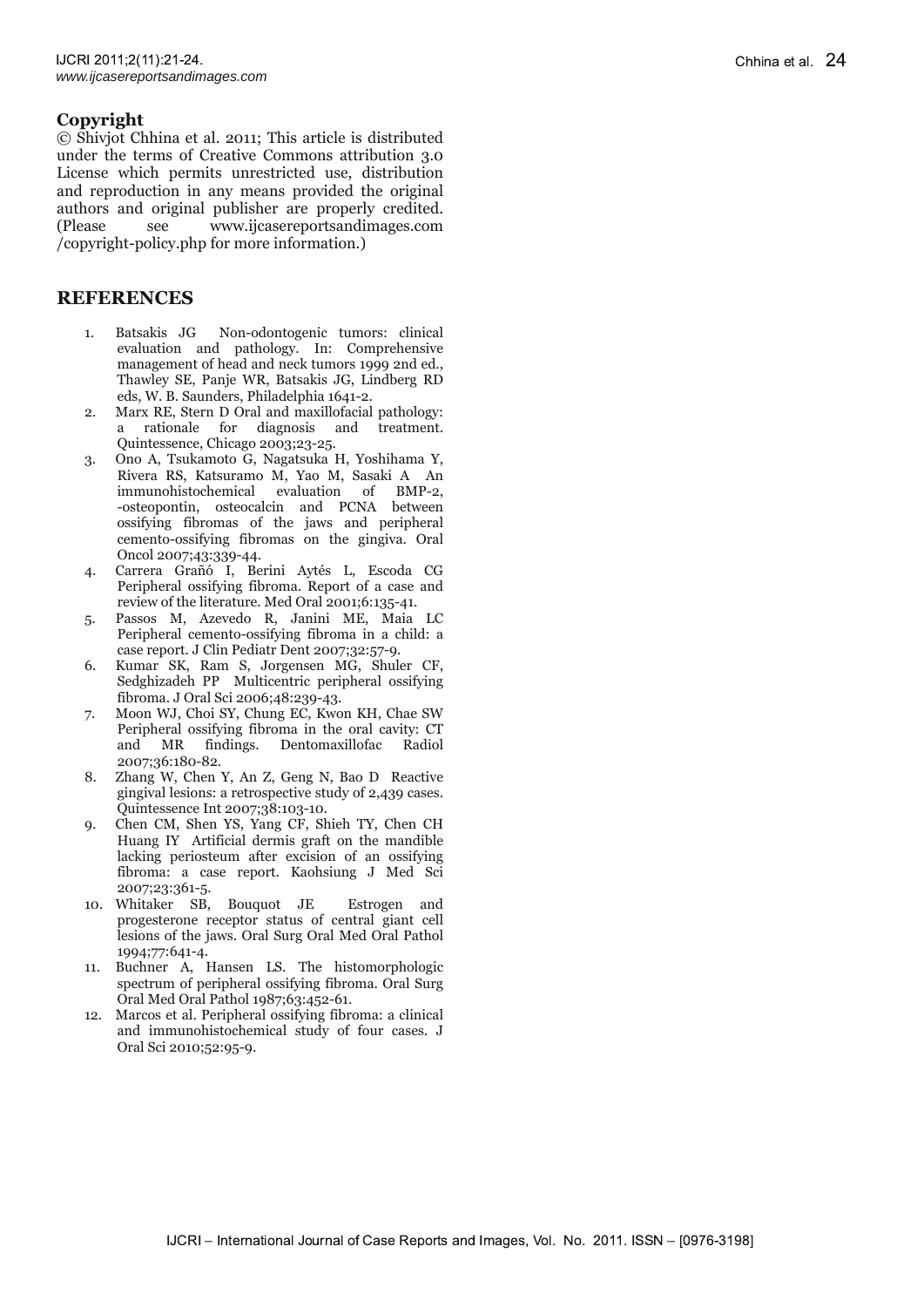**Copyright**

© Shivjot Chhina et al. 2011; This article is distributed under the terms of Creative Commons attribution 3.0 License which permits unrestricted use, distribution and reproduction in any means provided the original authors and original publisher are properly credited. (Please see www.ijcasereportsandimages.com /copyright-policy.php for more information.)

## REFERENCES

1. Batsakis JG Non-odontogenic tumors: clinical evaluation and pathology. In: Comprehensive management of head and neck tumors 1999 2nd ed., Thawley SE, Panje WR, Batsakis JG, Lindberg RD eds, W. B. Saunders, Philadelphia 1641-2.
2. Marx RE, Stern D Oral and maxillofacial pathology: a rationale for diagnosis and treatment. Quintessence, Chicago 2003;23-25.
3. Ono A, Tsukamoto G, Nagatsuka H, Yoshihama Y, Rivera RS, Katsuramo M, Yao M, Sasaki A An immunohistochemical evaluation of BMP-2, -osteopontin, osteocalcin and PCNA between ossifying fibromas of the jaws and peripheral cemento-ossifying fibromas on the gingiva. Oral Oncol 2007;43:339-44.
4. Carrera Grañó I, Berini Aytés L, Escoda CG Peripheral ossifying fibroma. Report of a case and review of the literature. Med Oral 2001;6:135-41.
5. Passos M, Azevedo R, Janini ME, Maia LC Peripheral cemento-ossifying fibroma in a child: a case report. J Clin Pediatr Dent 2007;32:57-9.
6. Kumar SK, Ram S, Jorgensen MG, Shuler CF, Sedghizadeh PP Multicentric peripheral ossifying fibroma. J Oral Sci 2006;48:239-43.
7. Moon WJ, Choi SY, Chung EC, Kwon KH, Chae SW Peripheral ossifying fibroma in the oral cavity: CT and MR findings. Dentomaxillofac Radiol 2007;36:180-82.
8. Zhang W, Chen Y, An Z, Geng N, Bao D Reactive gingival lesions: a retrospective study of 2,439 cases. Quintessence Int 2007;38:103-10.
9. Chen CM, Shen YS, Yang CF, Shieh TY, Chen CH Huang IY Artificial dermis graft on the mandible lacking periosteum after excision of an ossifying fibroma: a case report. Kaohsiung J Med Sci 2007;23:361-5.
10. Whitaker SB, Bouquot JE Estrogen and progesterone receptor status of central giant cell lesions of the jaws. Oral Surg Oral Med Oral Pathol 1994;77:641-4.
11. Buchner A, Hansen LS. The histomorphologic spectrum of peripheral ossifying fibroma. Oral Surg Oral Med Oral Pathol 1987;63:452-61.
12. Marcos et al. Peripheral ossifying fibroma: a clinical and immunohistochemical study of four cases. J Oral Sci 2010;52:95-9.